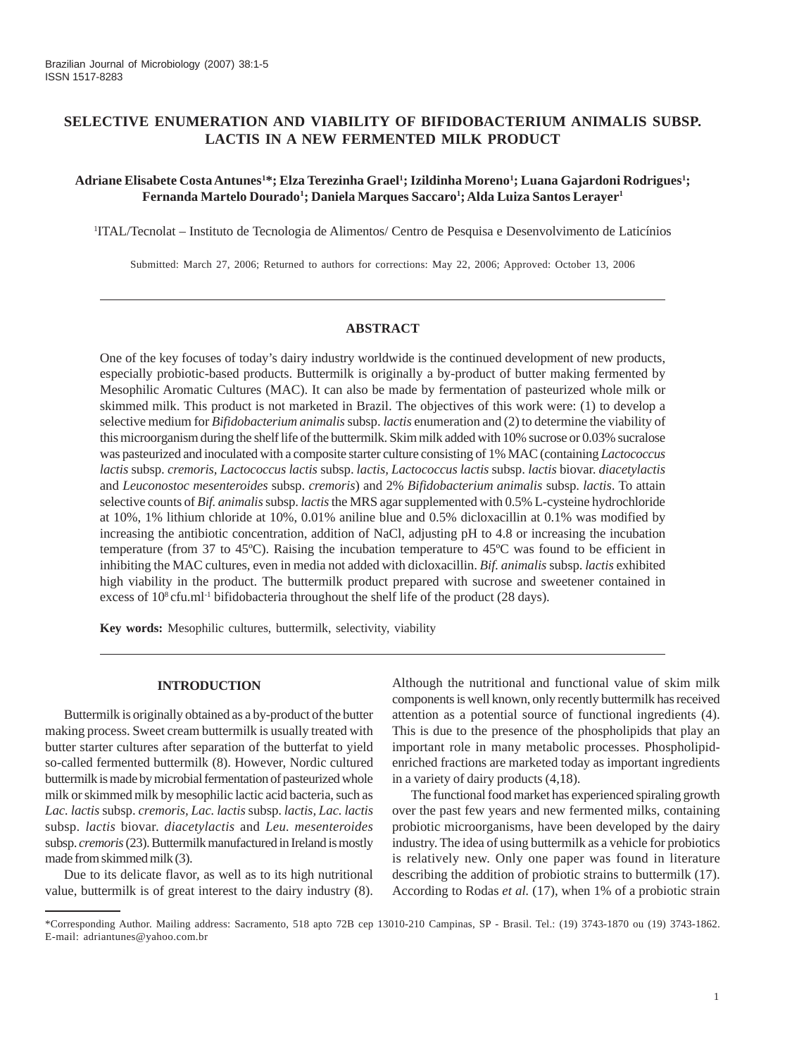# SELECTIVE ENUMERATION AND VIABILITY OF BIFIDOBACTERIUM ANIMALIS SUBSP. LACTIS IN A NEW FERMENTED MILK PRODUCT

**Adriane Elisabete Costa Antunes[1]*; Elza Terezinha Grael[1]; Izildinha Moreno[1]; Luana Gajardoni Rodrigues[1]; Fernanda Martelo Dourado[1]; Daniela Marques Saccaro[1]; Alda Luiza Santos Lerayer[1]**

[1]ITAL/Tecnolat – Instituto de Tecnologia de Alimentos/ Centro de Pesquisa e Desenvolvimento de Laticínios

Submitted: March 27, 2006; Returned to authors for corrections: May 22, 2006; Approved: October 13, 2006

## ABSTRACT

One of the key focuses of today's dairy industry worldwide is the continued development of new products, especially probiotic-based products. Buttermilk is originally a by-product of butter making fermented by Mesophilic Aromatic Cultures (MAC). It can also be made by fermentation of pasteurized whole milk or skimmed milk. This product is not marketed in Brazil. The objectives of this work were: (1) to develop a selective medium for *Bifidobacterium animalis* subsp. *lactis* enumeration and (2) to determine the viability of this microorganism during the shelf life of the buttermilk. Skim milk added with 10% sucrose or 0.03% sucralose was pasteurized and inoculated with a composite starter culture consisting of 1% MAC (containing *Lactococcus lactis* subsp. *cremoris*, *Lactococcus lactis* subsp. *lactis*, *Lactococcus lactis* subsp. *lactis* biovar. *diacetylactis* and *Leuconostoc mesenteroides* subsp. *cremoris*) and 2% *Bifidobacterium animalis* subsp. *lactis*. To attain selective counts of *Bif. animalis* subsp. *lactis* the MRS agar supplemented with 0.5% L-cysteine hydrochloride at 10%, 1% lithium chloride at 10%, 0.01% aniline blue and 0.5% dicloxacillin at 0.1% was modified by increasing the antibiotic concentration, addition of NaCl, adjusting pH to 4.8 or increasing the incubation temperature (from 37 to 45ºC). Raising the incubation temperature to 45ºC was found to be efficient in inhibiting the MAC cultures, even in media not added with dicloxacillin. *Bif. animalis* subsp. *lactis* exhibited high viability in the product. The buttermilk product prepared with sucrose and sweetener contained in excess of $10^8$ cfu.ml$^{-1}$ bifidobacteria throughout the shelf life of the product (28 days).

**Key words:** Mesophilic cultures, buttermilk, selectivity, viability

## INTRODUCTION

Buttermilk is originally obtained as a by-product of the butter making process. Sweet cream buttermilk is usually treated with butter starter cultures after separation of the butterfat to yield so-called fermented buttermilk (8). However, Nordic cultured buttermilk is made by microbial fermentation of pasteurized whole milk or skimmed milk by mesophilic lactic acid bacteria, such as *Lac. lactis* subsp. *cremoris, Lac. lactis* subsp. *lactis, Lac. lactis* subsp. *lactis* biovar. *diacetylactis* and *Leu. mesenteroides* subsp. *cremoris* (23). Buttermilk manufactured in Ireland is mostly made from skimmed milk (3).

Due to its delicate flavor, as well as to its high nutritional value, buttermilk is of great interest to the dairy industry (8). Although the nutritional and functional value of skim milk components is well known, only recently buttermilk has received attention as a potential source of functional ingredients (4). This is due to the presence of the phospholipids that play an important role in many metabolic processes. Phospholipid-enriched fractions are marketed today as important ingredients in a variety of dairy products (4,18).

The functional food market has experienced spiraling growth over the past few years and new fermented milks, containing probiotic microorganisms, have been developed by the dairy industry. The idea of using buttermilk as a vehicle for probiotics is relatively new. Only one paper was found in literature describing the addition of probiotic strains to buttermilk (17). According to Rodas *et al.* (17), when 1% of a probiotic strain

*Corresponding Author. Mailing address: Sacramento, 518 apto 72B cep 13010-210 Campinas, SP - Brasil. Tel.: (19) 3743-1870 ou (19) 3743-1862. E-mail: adriantunes@yahoo.com.br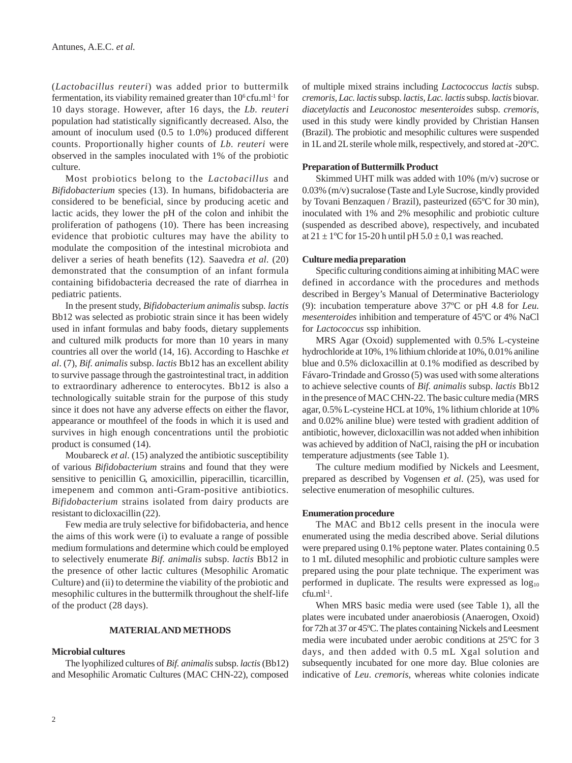(*Lactobacillus reuteri*) was added prior to buttermilk fermentation, its viability remained greater than $10^6$ cfu.ml$^{-1}$ for 10 days storage. However, after 16 days, the *Lb. reuteri* population had statistically significantly decreased. Also, the amount of inoculum used (0.5 to 1.0%) produced different counts. Proportionally higher counts of *Lb. reuteri* were observed in the samples inoculated with 1% of the probiotic culture.

Most probiotics belong to the *Lactobacillus* and *Bifidobacterium* species (13). In humans, bifidobacteria are considered to be beneficial, since by producing acetic and lactic acids, they lower the pH of the colon and inhibit the proliferation of pathogens (10). There has been increasing evidence that probiotic cultures may have the ability to modulate the composition of the intestinal microbiota and deliver a series of heath benefits (12). Saavedra *et al*. (20) demonstrated that the consumption of an infant formula containing bifidobacteria decreased the rate of diarrhea in pediatric patients.

In the present study, *Bifidobacterium animalis* subsp. *lactis* Bb12 was selected as probiotic strain since it has been widely used in infant formulas and baby foods, dietary supplements and cultured milk products for more than 10 years in many countries all over the world (14, 16). According to Haschke *et al*. (7), *Bif. animalis* subsp. *lactis* Bb12 has an excellent ability to survive passage through the gastrointestinal tract, in addition to extraordinary adherence to enterocytes. Bb12 is also a technologically suitable strain for the purpose of this study since it does not have any adverse effects on either the flavor, appearance or mouthfeel of the foods in which it is used and survives in high enough concentrations until the probiotic product is consumed (14).

Moubareck *et al*. (15) analyzed the antibiotic susceptibility of various *Bifidobacterium* strains and found that they were sensitive to penicillin G, amoxicillin, piperacillin, ticarcillin, imepenem and common anti-Gram-positive antibiotics. *Bifidobacterium* strains isolated from dairy products are resistant to dicloxacillin (22).

Few media are truly selective for bifidobacteria, and hence the aims of this work were (i) to evaluate a range of possible medium formulations and determine which could be employed to selectively enumerate *Bif. animalis* subsp. *lactis* Bb12 in the presence of other lactic cultures (Mesophilic Aromatic Culture) and (ii) to determine the viability of the probiotic and mesophilic cultures in the buttermilk throughout the shelf-life of the product (28 days).

## MATERIAL AND METHODS

### Microbial cultures

The lyophilized cultures of *Bif. animalis* subsp. *lactis* (Bb12) and Mesophilic Aromatic Cultures (MAC CHN-22), composed of multiple mixed strains including *Lactococcus lactis* subsp. *cremoris, Lac. lactis* subsp. *lactis, Lac. lactis* subsp. *lactis* biovar. *diacetylactis* and *Leuconostoc mesenteroides* subsp. *cremoris,* used in this study were kindly provided by Christian Hansen (Brazil). The probiotic and mesophilic cultures were suspended in 1L and 2L sterile whole milk, respectively, and stored at -20ºC.

### Preparation of Buttermilk Product

Skimmed UHT milk was added with 10% (m/v) sucrose or 0.03% (m/v) sucralose (Taste and Lyle Sucrose, kindly provided by Tovani Benzaquen / Brazil), pasteurized (65ºC for 30 min), inoculated with 1% and 2% mesophilic and probiotic culture (suspended as described above), respectively, and incubated at 21 ± 1ºC for 15-20 h until pH 5.0 ± 0,1 was reached.

### Culture media preparation

Specific culturing conditions aiming at inhibiting MAC were defined in accordance with the procedures and methods described in Bergey's Manual of Determinative Bacteriology (9): incubation temperature above 37ºC or pH 4.8 for *Leu. mesenteroides* inhibition and temperature of 45ºC or 4% NaCl for *Lactococcus* ssp inhibition.

MRS Agar (Oxoid) supplemented with 0.5% L-cysteine hydrochloride at 10%, 1% lithium chloride at 10%, 0.01% aniline blue and 0.5% dicloxacillin at 0.1% modified as described by Fávaro-Trindade and Grosso (5) was used with some alterations to achieve selective counts of *Bif. animalis* subsp. *lactis* Bb12 in the presence of MAC CHN-22. The basic culture media (MRS agar, 0.5% L-cysteine HCL at 10%, 1% lithium chloride at 10% and 0.02% aniline blue) were tested with gradient addition of antibiotic, however, dicloxacillin was not added when inhibition was achieved by addition of NaCl, raising the pH or incubation temperature adjustments (see Table 1).

The culture medium modified by Nickels and Leesment, prepared as described by Vogensen *et al*. (25), was used for selective enumeration of mesophilic cultures.

### Enumeration procedure

The MAC and Bb12 cells present in the inocula were enumerated using the media described above. Serial dilutions were prepared using 0.1% peptone water. Plates containing 0.5 to 1 mL diluted mesophilic and probiotic culture samples were prepared using the pour plate technique. The experiment was performed in duplicate. The results were expressed as $\log_{10}$ cfu.ml$^{-1}$.

When MRS basic media were used (see Table 1), all the plates were incubated under anaerobiosis (Anaerogen, Oxoid) for 72h at 37 or 45ºC. The plates containing Nickels and Leesment media were incubated under aerobic conditions at 25ºC for 3 days, and then added with 0.5 mL Xgal solution and subsequently incubated for one more day. Blue colonies are indicative of *Leu. cremoris*, whereas white colonies indicate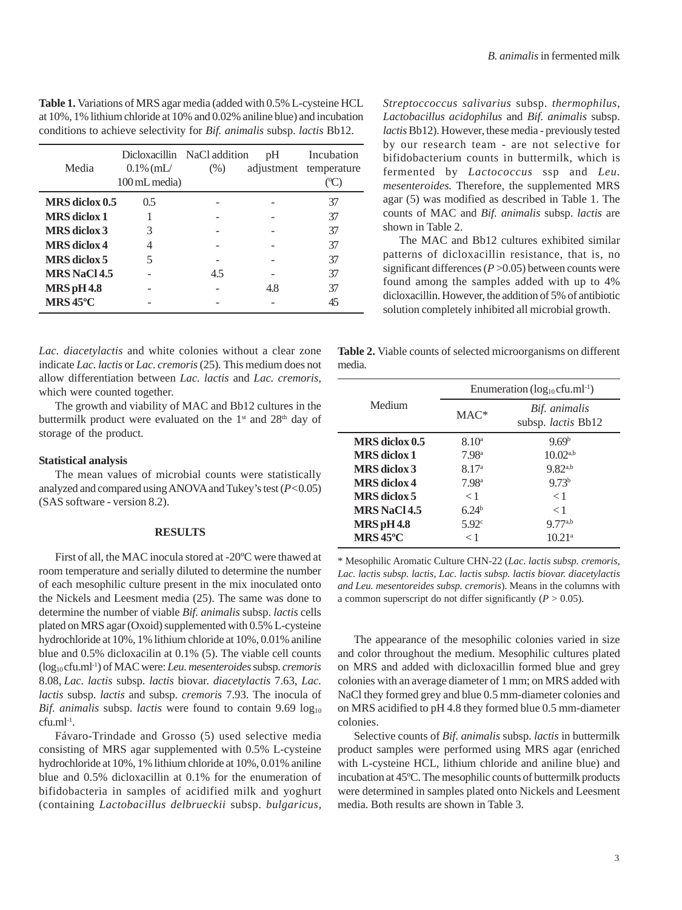**Table 1.** Variations of MRS agar media (added with 0.5% L-cysteine HCL at 10%, 1% lithium chloride at 10% and 0.02% aniline blue) and incubation conditions to achieve selectivity for *Bif. animalis* subsp. *lactis* Bb12.

| Media | Dicloxacillin 0.1% (mL/ 100 mL media) | NaCl addition (%) | pH adjustment | Incubation temperature (ºC) |
|---|---|---|---|---|
| **MRS diclox 0.5** | 0.5 | - | - | 37 |
| **MRS diclox 1** | 1 | - | - | 37 |
| **MRS diclox 3** | 3 | - | - | 37 |
| **MRS diclox 4** | 4 | - | - | 37 |
| **MRS diclox 5** | 5 | - | - | 37 |
| **MRS NaCl 4.5** | - | 4.5 | - | 37 |
| **MRS pH 4.8** | - | - | 4.8 | 37 |
| **MRS 45ºC** | - | - | - | 45 |

*Lac. diacetylactis* and white colonies without a clear zone indicate *Lac. lactis* or *Lac. cremoris* (25). This medium does not allow differentiation between *Lac. lactis* and *Lac. cremoris*, which were counted together.

The growth and viability of MAC and Bb12 cultures in the buttermilk product were evaluated on the 1st and 28th day of storage of the product.

### Statistical analysis

The mean values of microbial counts were statistically analyzed and compared using ANOVA and Tukey's test ($P<0.05$) (SAS software - version 8.2).

## RESULTS

First of all, the MAC inocula stored at -20ºC were thawed at room temperature and serially diluted to determine the number of each mesophilic culture present in the mix inoculated onto the Nickels and Leesment media (25). The same was done to determine the number of viable *Bif. animalis* subsp. *lactis* cells plated on MRS agar (Oxoid) supplemented with 0.5% L-cysteine hydrochloride at 10%, 1% lithium chloride at 10%, 0.01% aniline blue and 0.5% dicloxacilin at 0.1% (5). The viable cell counts ($\log_{10}$ cfu.ml$^{-1}$) of MAC were: *Leu. mesenteroides* subsp. *cremoris* 8.08, *Lac. lactis* subsp. *lactis* biovar. *diacetylactis* 7.63, *Lac. lactis* subsp. *lactis* and subsp. *cremoris* 7.93. The inocula of *Bif. animalis* subsp. *lactis* were found to contain 9.69 $\log_{10}$ cfu.ml$^{-1}$.

Fávaro-Trindade and Grosso (5) used selective media consisting of MRS agar supplemented with 0.5% L-cysteine hydrochloride at 10%, 1% lithium chloride at 10%, 0.01% aniline blue and 0.5% dicloxacillin at 0.1% for the enumeration of bifidobacteria in samples of acidified milk and yoghurt (containing *Lactobacillus delbrueckii* subsp. *bulgaricus*, *Streptoccoccus salivarius* subsp. *thermophilus*, *Lactobacillus acidophilus* and *Bif. animalis* subsp. *lactis* Bb12). However, these media - previously tested by our research team - are not selective for bifidobacterium counts in buttermilk, which is fermented by *Lactococcus* ssp and *Leu. mesenteroides.* Therefore, the supplemented MRS agar (5) was modified as described in Table 1. The counts of MAC and *Bif. animalis* subsp. *lactis* are shown in Table 2.

The MAC and Bb12 cultures exhibited similar patterns of dicloxacillin resistance, that is, no significant differences ($P>0.05$) between counts were found among the samples added with up to 4% dicloxacillin. However, the addition of 5% of antibiotic solution completely inhibited all microbial growth.

**Table 2.** Viable counts of selected microorganisms on different media.

| Medium | Enumeration ($\log_{10}$ cfu.ml$^{-1}$) | |
|---|---|---|
| | MAC* | *Bif. animalis* subsp. *lactis* Bb12 |
| **MRS diclox 0.5** | 8.10[a] | 9.69[b] |
| **MRS diclox 1** | 7.98[a] | 10.02[a,b] |
| **MRS diclox 3** | 8.17[a] | 9.82[a,b] |
| **MRS diclox 4** | 7.98[a] | 9.73[b] |
| **MRS diclox 5** | < 1 | < 1 |
| **MRS NaCl 4.5** | 6.24[b] | < 1 |
| **MRS pH 4.8** | 5.92[c] | 9.77[a,b] |
| **MRS 45ºC** | < 1 | 10.21[a] |

\* Mesophilic Aromatic Culture CHN-22 (*Lac. lactis subsp. cremoris, Lac. lactis subsp. lactis, Lac. lactis subsp. lactis biovar. diacetylactis and Leu. mesentoreides subsp. cremoris*). Means in the columns with a common superscript do not differ significantly ($P > 0.05$).

The appearance of the mesophilic colonies varied in size and color throughout the medium. Mesophilic cultures plated on MRS and added with dicloxacillin formed blue and grey colonies with an average diameter of 1 mm; on MRS added with NaCl they formed grey and blue 0.5 mm-diameter colonies and on MRS acidified to pH 4.8 they formed blue 0.5 mm-diameter colonies.

Selective counts of *Bif. animalis* subsp. *lactis* in buttermilk product samples were performed using MRS agar (enriched with L-cysteine HCL, lithium chloride and aniline blue) and incubation at 45ºC. The mesophilic counts of buttermilk products were determined in samples plated onto Nickels and Leesment media. Both results are shown in Table 3.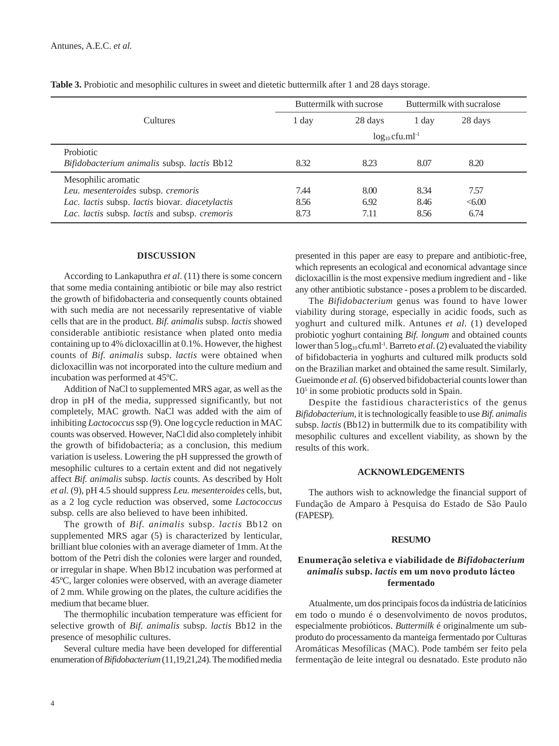**Table 3.** Probiotic and mesophilic cultures in sweet and dietetic buttermilk after 1 and 28 days storage.

| Cultures | Buttermilk with sucrose | | Buttermilk with sucralose | |
|---|---|---|---|---|
| | 1 day | 28 days | 1 day | 28 days |
| | $\log_{10}$ cfu.ml$^{-1}$ | | | |
| Probiotic | | | | |
| *Bifidobacterium animalis* subsp. *lactis* Bb12 | 8.32 | 8.23 | 8.07 | 8.20 |
| Mesophilic aromatic | | | | |
| *Leu. mesenteroides* subsp. *cremoris* | 7.44 | 8.00 | 8.34 | 7.57 |
| *Lac. lactis* subsp. *lactis* biovar. *diacetylactis* | 8.56 | 6.92 | 8.46 | <6.00 |
| *Lac. lactis* subsp. *lactis* and subsp. *cremoris* | 8.73 | 7.11 | 8.56 | 6.74 |

## DISCUSSION

According to Lankaputhra *et al*. (11) there is some concern that some media containing antibiotic or bile may also restrict the growth of bifidobacteria and consequently counts obtained with such media are not necessarily representative of viable cells that are in the product. *Bif. animalis* subsp. *lactis* showed considerable antibiotic resistance when plated onto media containing up to 4% dicloxacillin at 0.1%. However, the highest counts of *Bif. animalis* subsp. *lactis* were obtained when dicloxacillin was not incorporated into the culture medium and incubation was performed at 45ºC.

Addition of NaCl to supplemented MRS agar, as well as the drop in pH of the media, suppressed significantly, but not completely, MAC growth. NaCl was added with the aim of inhibiting *Lactococcus* ssp (9). One log cycle reduction in MAC counts was observed. However, NaCl did also completely inhibit the growth of bifidobacteria; as a conclusion, this medium variation is useless. Lowering the pH suppressed the growth of mesophilic cultures to a certain extent and did not negatively affect *Bif. animalis* subsp. *lactis* counts. As described by Holt *et al.* (9), pH 4.5 should suppress *Leu. mesenteroides* cells, but, as a 2 log cycle reduction was observed, some *Lactococcus* subsp. cells are also believed to have been inhibited.

The growth of *Bif. animalis* subsp. *lactis* Bb12 on supplemented MRS agar (5) is characterized by lenticular, brilliant blue colonies with an average diameter of 1mm. At the bottom of the Petri dish the colonies were larger and rounded, or irregular in shape. When Bb12 incubation was performed at 45ºC, larger colonies were observed, with an average diameter of 2 mm. While growing on the plates, the culture acidifies the medium that became bluer.

The thermophilic incubation temperature was efficient for selective growth of *Bif. animalis* subsp. *lactis* Bb12 in the presence of mesophilic cultures.

Several culture media have been developed for differential enumeration of *Bifidobacterium* (11,19,21,24). The modified media presented in this paper are easy to prepare and antibiotic-free, which represents an ecological and economical advantage since dicloxacillin is the most expensive medium ingredient and - like any other antibiotic substance - poses a problem to be discarded.

The *Bifidobacterium* genus was found to have lower viability during storage, especially in acidic foods, such as yoghurt and cultured milk. Antunes *et al*. (1) developed probiotic yoghurt containing *Bif. longum* and obtained counts lower than 5 $\log_{10}$ cfu.ml$^{-1}$. Barreto *et al*. (2) evaluated the viability of bifidobacteria in yoghurts and cultured milk products sold on the Brazilian market and obtained the same result. Similarly, Gueimonde *et al.* (6) observed bifidobacterial counts lower than $10^5$ in some probiotic products sold in Spain.

Despite the fastidious characteristics of the genus *Bifidobacterium*, it is technologically feasible to use *Bif. animalis* subsp. *lactis* (Bb12) in buttermilk due to its compatibility with mesophilic cultures and excellent viability, as shown by the results of this work.

## ACKNOWLEDGEMENTS

The authors wish to acknowledge the financial support of Fundação de Amparo à Pesquisa do Estado de São Paulo (FAPESP).

## RESUMO

### Enumeração seletiva e viabilidade de *Bifidobacterium animalis* subsp. *lactis* em um novo produto lácteo fermentado

Atualmente, um dos principais focos da indústria de laticínios em todo o mundo é o desenvolvimento de novos produtos, especialmente probióticos. *Buttermilk* é originalmente um subproduto do processamento da manteiga fermentado por Culturas Aromáticas Mesofílicas (MAC). Pode também ser feito pela fermentação de leite integral ou desnatado. Este produto não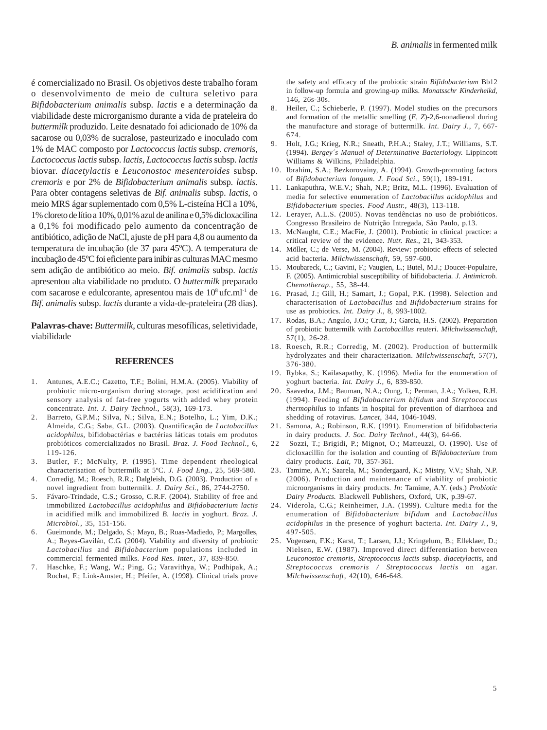é comercializado no Brasil. Os objetivos deste trabalho foram o desenvolvimento de meio de cultura seletivo para *Bifidobacterium animalis* subsp. *lactis* e a determinação da viabilidade deste microrganismo durante a vida de prateleira do *buttermilk* produzido. Leite desnatado foi adicionado de 10% da sacarose ou 0,03% de sucralose, pasteurizado e inoculado com 1% de MAC composto por *Lactococcus lactis* subsp. *cremoris, Lactococcus lactis* subsp. *lactis*, *Lactococcus lactis* subsp. *lactis* biovar. *diacetylactis* e *Leuconostoc mesenteroides* subsp. *cremoris* e por 2% de *Bifidobacterium animalis* subsp. *lactis*. Para obter contagens seletivas de *Bif. animalis* subsp. *lactis*, o meio MRS ágar suplementado com 0,5% L-cisteína HCl a 10%, 1% cloreto de lítio a 10%, 0,01% azul de anilina e 0,5% dicloxacilina a 0,1% foi modificado pelo aumento da concentração de antibiótico, adição de NaCl, ajuste de pH para 4,8 ou aumento da temperatura de incubação (de 37 para 45ºC). A temperatura de incubação de 45ºC foi eficiente para inibir as culturas MAC mesmo sem adição de antibiótico ao meio. *Bif. animalis* subsp. *lactis* apresentou alta viabilidade no produto. O *buttermilk* preparado com sacarose e edulcorante, apresentou mais de $10^8$ ufc.ml$^{-1}$ de *Bif. animalis* subsp. *lactis* durante a vida-de-prateleira (28 dias).

**Palavras-chave:** *Buttermilk*, culturas mesofílicas, seletividade, viabilidade

## REFERENCES

1. Antunes, A.E.C.; Cazetto, T.F.; Bolini, H.M.A. (2005). Viability of probiotic micro-organism during storage, post acidification and sensory analysis of fat-free yogurts with added whey protein concentrate. *Int. J. Dairy Technol.*, 58(3), 169-173.
2. Barreto, G.P.M.; Silva, N.; Silva, E.N.; Botelho, L.; Yim, D.K.; Almeida, C.G.; Saba, G.L. (2003). Quantificação de *Lactobacillus acidophilus*, bifidobactérias e bactérias láticas totais em produtos probióticos comercializados no Brasil. *Braz. J. Food Technol.*, 6, 119-126.
3. Butler, F.; McNulty, P. (1995). Time dependent rheological characterisation of buttermilk at 5ºC. *J. Food Eng.*, 25, 569-580.
4. Corredig, M.; Roesch, R.R.; Dalgleish, D.G. (2003). Production of a novel ingredient from buttermilk. *J. Dairy Sci.*, 86, 2744-2750.
5. Fávaro-Trindade, C.S.; Grosso, C.R.F. (2004). Stability of free and immobilized *Lactobacillus acidophilus* and *Bifidobacterium lactis* in acidified milk and immobilized *B. lactis* in yoghurt. *Braz. J. Microbiol.*, 35, 151-156.
6. Gueimonde, M.; Delgado, S.; Mayo, B.; Ruas-Madiedo, P.; Margolles, A.; Reyes-Gavilán, C.G. (2004). Viability and diversity of probiotic *Lactobacillus* and *Bifidobacterium* populations included in commercial fermented milks. *Food Res. Inter.*, 37, 839-850.
7. Haschke, F.; Wang, W.; Ping, G.; Varavithya, W.; Podhipak, A.; Rochat, F.; Link-Amster, H.; Pfeifer, A. (1998). Clinical trials prove the safety and efficacy of the probiotic strain *Bifidobacterium* Bb12 in follow-up formula and growing-up milks. *Monatsschr Kinderheikd*, 146, 26s-30s.
8. Heiler, C.; Schieberle, P. (1997). Model studies on the precursors and formation of the metallic smelling (*E, Z*)-2,6-nonadienol during the manufacture and storage of buttermilk. *Int. Dairy J.*, 7, 667-674.
9. Holt, J.G.; Krieg, N.R.; Sneath, P.H.A.; Staley, J.T.; Williams, S.T. (1994). *Bergey´s Manual of Determinative Bacteriology.* Lippincott Williams & Wilkins, Philadelphia.
10. Ibrahim, S.A.; Bezkorovainy, A. (1994). Growth-promoting factors of *Bifidobacterium longum*. *J. Food Sci.*, 59(1), 189-191.
11. Lankaputhra, W.E.V.; Shah, N.P.; Britz, M.L. (1996). Evaluation of media for selective enumeration of *Lactobacillus acidophilus* and *Bifidobacterium* species. *Food Austr.*, 48(3), 113-118.
12. Lerayer, A.L.S. (2005). Novas tendências no uso de probióticos. Congresso Brasileiro de Nutrição Intregada, São Paulo, p.13.
13. McNaught, C.E.; MacFie, J. (2001). Probiotic in clinical practice: a critical review of the evidence. *Nutr. Res.*, 21, 343-353.
14. Möller, C.; de Verse, M. (2004). Review: probiotic effects of selected acid bacteria. *Milchwissenschaft*, 59, 597-600.
15. Moubareck, C.; Gavini, F.; Vaugien, L.; Butel, M.J.; Doucet-Populaire, F. (2005). Antimicrobial susceptibility of bifidobacteria. *J. Antimicrob. Chemotherap.*, 55, 38-44.
16. Prasad, J.; Gill, H.; Samart, J.; Gopal, P.K. (1998). Selection and characterisation of *Lactobacillus* and *Bifidobacterium* strains for use as probiotics. *Int. Dairy J.*, 8, 993-1002.
17. Rodas, B.A.; Angulo, J.O.; Cruz, J.; Garcia, H.S. (2002). Preparation of probiotic buttermilk with *Lactobacillus reuteri*. *Milchwissenschaft*, 57(1), 26-28.
18. Roesch, R.R.; Corredig, M. (2002). Production of buttermilk hydrolyzates and their characterization. *Milchwissenschaft*, 57(7), 376-380.
19. Rybka, S.; Kailasapathy, K. (1996). Media for the enumeration of yoghurt bacteria. *Int. Dairy J.*, 6, 839-850.
20. Saavedra, J.M.; Bauman, N.A.; Oung, I.; Perman, J.A.; Yolken, R.H. (1994). Feeding of *Bifidobacterium bifidum* and *Streptococcus thermophilus* to infants in hospital for prevention of diarrhoea and shedding of rotavirus. *Lancet*, 344, 1046-1049.
21. Samona, A.; Robinson, R.K. (1991). Enumeration of bifidobacteria in dairy products. *J. Soc. Dairy Technol.*, 44(3), 64-66.
22. Sozzi, T.; Brigidi, P.; Mignot, O.; Matteuzzi, O. (1990). Use of dicloxacillin for the isolation and counting of *Bifidobacterium* from dairy products. *Lait*, 70, 357-361.
23. Tamime, A.Y.; Saarela, M.; Sondergaard, K.; Mistry, V.V.; Shah, N.P. (2006). Production and maintenance of viability of probiotic microorganisms in dairy products. *In*: Tamime, A.Y. (eds.) *Probiotic Dairy Products.* Blackwell Publishers, Oxford, UK, p.39-67.
24. Viderola, C.G.; Reinheimer, J.A. (1999). Culture media for the enumeration of *Bifidobacterium bifidum* and *Lactobacillus acidophilus* in the presence of yoghurt bacteria. *Int. Dairy J.*, 9, 497-505.
25. Vogensen, F.K.; Karst, T.; Larsen, J.J.; Kringelum, B.; Elleklaer, D.; Nielsen, E.W. (1987). Improved direct differentiation between *Leuconostoc cremoris*, *Streptococcus lactis* subsp. *diacetylactis*, and *Streptococcus cremoris / Streptococcus lactis* on agar. *Milchwissenschaft*, 42(10), 646-648.